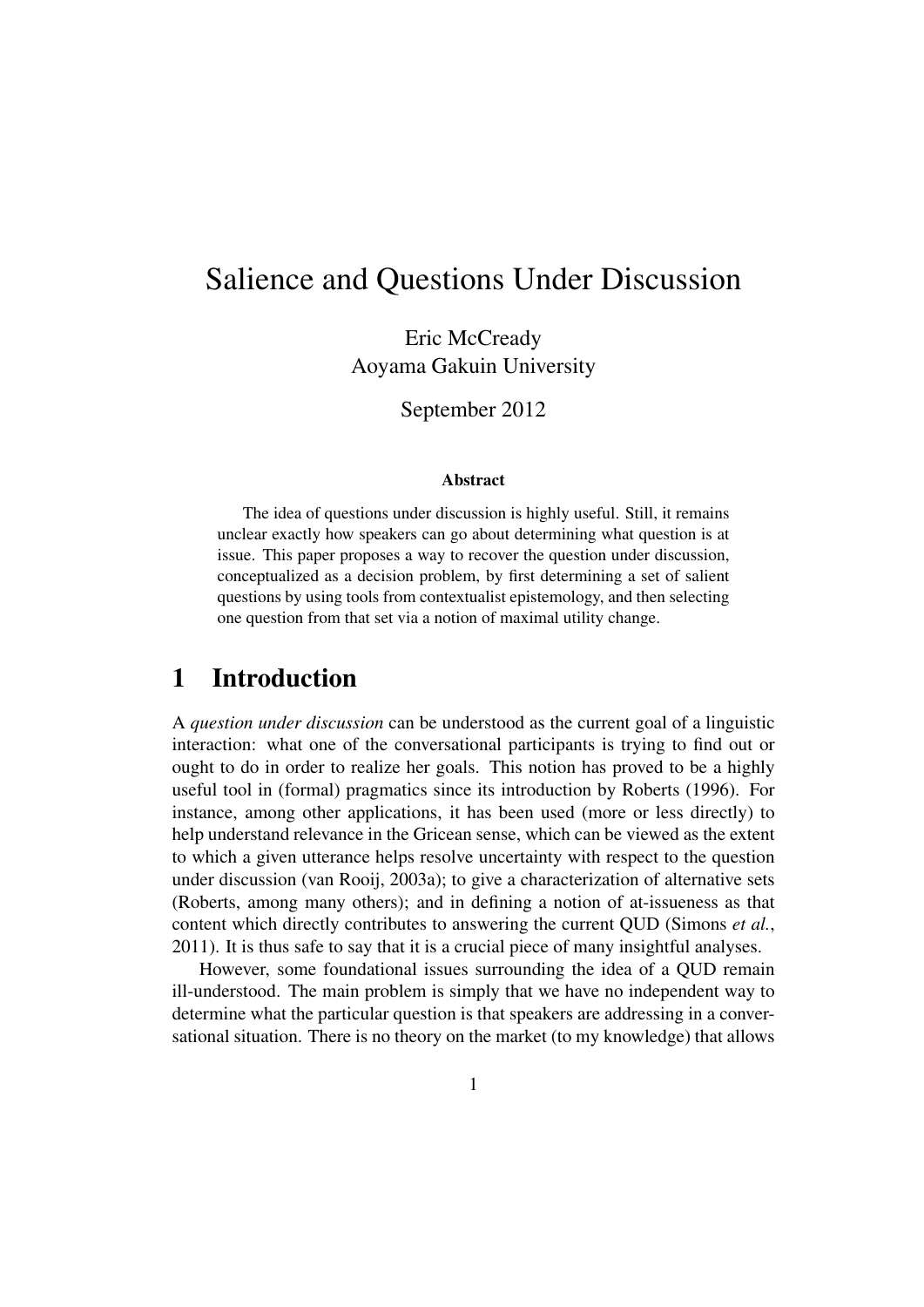# Salience and Questions Under Discussion

Eric McCready
Aoyama Gakuin University

September 2012

**Abstract**

The idea of questions under discussion is highly useful. Still, it remains unclear exactly how speakers can go about determining what question is at issue. This paper proposes a way to recover the question under discussion, conceptualized as a decision problem, by first determining a set of salient questions by using tools from contextualist epistemology, and then selecting one question from that set via a notion of maximal utility change.

## 1 Introduction

A *question under discussion* can be understood as the current goal of a linguistic interaction: what one of the conversational participants is trying to find out or ought to do in order to realize her goals. This notion has proved to be a highly useful tool in (formal) pragmatics since its introduction by Roberts (1996). For instance, among other applications, it has been used (more or less directly) to help understand relevance in the Gricean sense, which can be viewed as the extent to which a given utterance helps resolve uncertainty with respect to the question under discussion (van Rooij, 2003a); to give a characterization of alternative sets (Roberts, among many others); and in defining a notion of at-issueness as that content which directly contributes to answering the current QUD (Simons *et al.*, 2011). It is thus safe to say that it is a crucial piece of many insightful analyses.

However, some foundational issues surrounding the idea of a QUD remain ill-understood. The main problem is simply that we have no independent way to determine what the particular question is that speakers are addressing in a conversational situation. There is no theory on the market (to my knowledge) that allows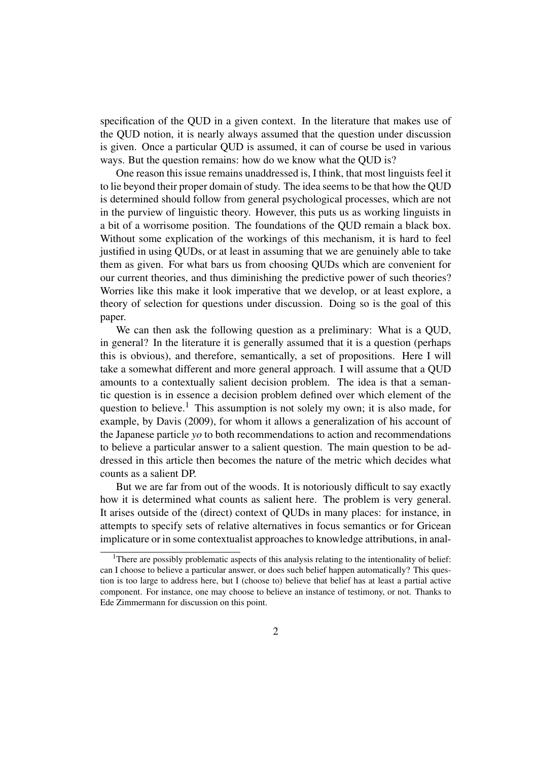specification of the QUD in a given context. In the literature that makes use of the QUD notion, it is nearly always assumed that the question under discussion is given. Once a particular QUD is assumed, it can of course be used in various ways. But the question remains: how do we know what the QUD is?

One reason this issue remains unaddressed is, I think, that most linguists feel it to lie beyond their proper domain of study. The idea seems to be that how the QUD is determined should follow from general psychological processes, which are not in the purview of linguistic theory. However, this puts us as working linguists in a bit of a worrisome position. The foundations of the QUD remain a black box. Without some explication of the workings of this mechanism, it is hard to feel justified in using QUDs, or at least in assuming that we are genuinely able to take them as given. For what bars us from choosing QUDs which are convenient for our current theories, and thus diminishing the predictive power of such theories? Worries like this make it look imperative that we develop, or at least explore, a theory of selection for questions under discussion. Doing so is the goal of this paper.

We can then ask the following question as a preliminary: What is a QUD, in general? In the literature it is generally assumed that it is a question (perhaps this is obvious), and therefore, semantically, a set of propositions. Here I will take a somewhat different and more general approach. I will assume that a QUD amounts to a contextually salient decision problem. The idea is that a semantic question is in essence a decision problem defined over which element of the question to believe.[1] This assumption is not solely my own; it is also made, for example, by Davis (2009), for whom it allows a generalization of his account of the Japanese particle *yo* to both recommendations to action and recommendations to believe a particular answer to a salient question. The main question to be addressed in this article then becomes the nature of the metric which decides what counts as a salient DP.

But we are far from out of the woods. It is notoriously difficult to say exactly how it is determined what counts as salient here. The problem is very general. It arises outside of the (direct) context of QUDs in many places: for instance, in attempts to specify sets of relative alternatives in focus semantics or for Gricean implicature or in some contextualist approaches to knowledge attributions, in anal-

[1]There are possibly problematic aspects of this analysis relating to the intentionality of belief: can I choose to believe a particular answer, or does such belief happen automatically? This question is too large to address here, but I (choose to) believe that belief has at least a partial active component. For instance, one may choose to believe an instance of testimony, or not. Thanks to Ede Zimmermann for discussion on this point.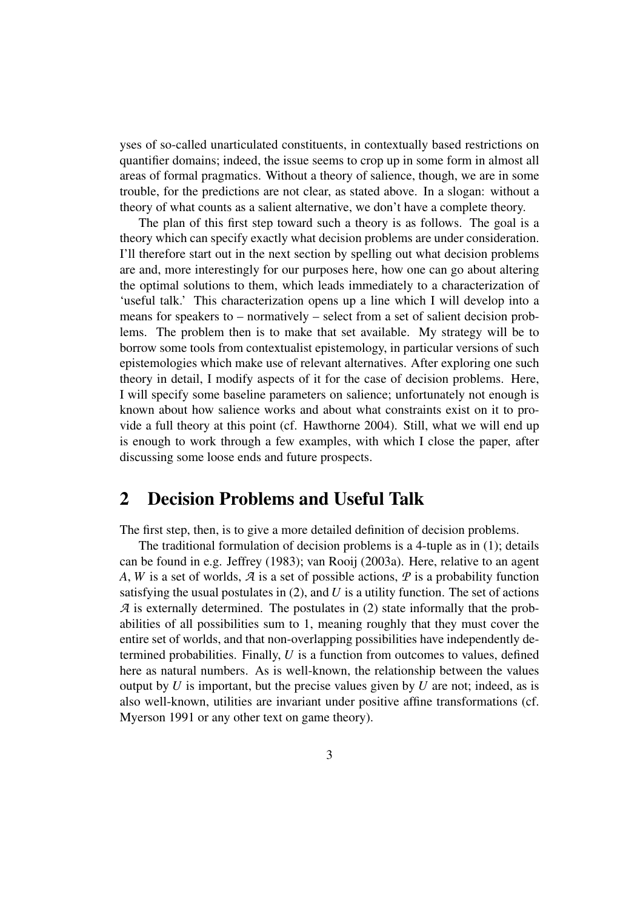yses of so-called unarticulated constituents, in contextually based restrictions on quantifier domains; indeed, the issue seems to crop up in some form in almost all areas of formal pragmatics. Without a theory of salience, though, we are in some trouble, for the predictions are not clear, as stated above. In a slogan: without a theory of what counts as a salient alternative, we don't have a complete theory.

The plan of this first step toward such a theory is as follows. The goal is a theory which can specify exactly what decision problems are under consideration. I'll therefore start out in the next section by spelling out what decision problems are and, more interestingly for our purposes here, how one can go about altering the optimal solutions to them, which leads immediately to a characterization of 'useful talk.' This characterization opens up a line which I will develop into a means for speakers to – normatively – select from a set of salient decision problems. The problem then is to make that set available. My strategy will be to borrow some tools from contextualist epistemology, in particular versions of such epistemologies which make use of relevant alternatives. After exploring one such theory in detail, I modify aspects of it for the case of decision problems. Here, I will specify some baseline parameters on salience; unfortunately not enough is known about how salience works and about what constraints exist on it to provide a full theory at this point (cf. Hawthorne 2004). Still, what we will end up is enough to work through a few examples, with which I close the paper, after discussing some loose ends and future prospects.

## 2 Decision Problems and Useful Talk

The first step, then, is to give a more detailed definition of decision problems.

The traditional formulation of decision problems is a 4-tuple as in (1); details can be found in e.g. Jeffrey (1983); van Rooij (2003a). Here, relative to an agent $A$, $W$ is a set of worlds, $\mathcal{A}$ is a set of possible actions, $\mathcal{P}$ is a probability function satisfying the usual postulates in (2), and $U$ is a utility function. The set of actions $\mathcal{A}$ is externally determined. The postulates in (2) state informally that the probabilities of all possibilities sum to 1, meaning roughly that they must cover the entire set of worlds, and that non-overlapping possibilities have independently determined probabilities. Finally, $U$ is a function from outcomes to values, defined here as natural numbers. As is well-known, the relationship between the values output by $U$ is important, but the precise values given by $U$ are not; indeed, as is also well-known, utilities are invariant under positive affine transformations (cf. Myerson 1991 or any other text on game theory).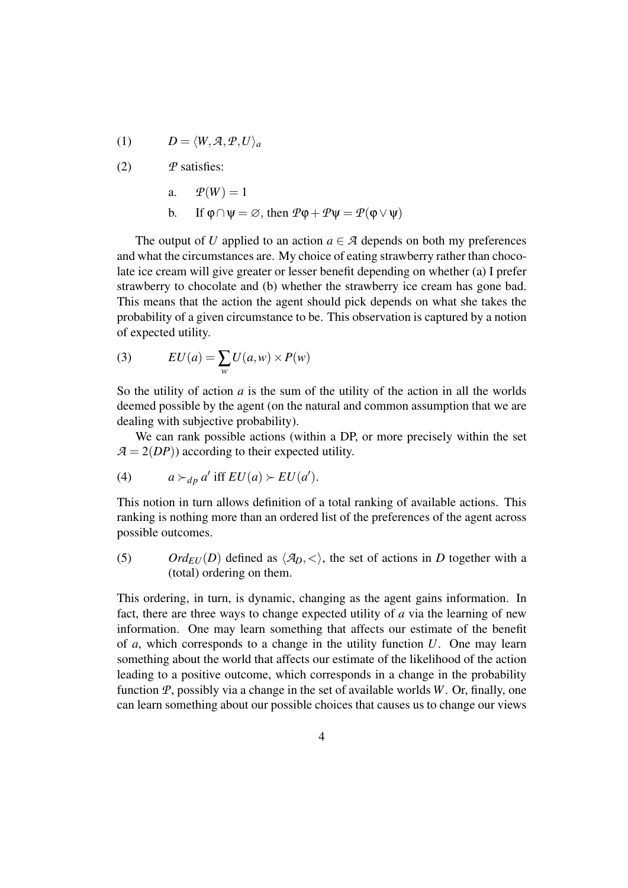(1) $D = \langle W, \mathcal{A}, \mathcal{P}, U \rangle_a$

(2) $\mathcal{P}$ satisfies:

a. $\mathcal{P}(W) = 1$

b. If $\varphi \cap \psi = \varnothing$, then $\mathcal{P}\varphi + \mathcal{P}\psi = \mathcal{P}(\varphi \vee \psi)$

The output of $U$ applied to an action $a \in \mathcal{A}$ depends on both my preferences and what the circumstances are. My choice of eating strawberry rather than chocolate ice cream will give greater or lesser benefit depending on whether (a) I prefer strawberry to chocolate and (b) whether the strawberry ice cream has gone bad. This means that the action the agent should pick depends on what she takes the probability of a given circumstance to be. This observation is captured by a notion of expected utility.

(3) $$EU(a) = \sum_w U(a, w) \times P(w)$$

So the utility of action $a$ is the sum of the utility of the action in all the worlds deemed possible by the agent (on the natural and common assumption that we are dealing with subjective probability).

We can rank possible actions (within a DP, or more precisely within the set $\mathcal{A} = 2(DP)$) according to their expected utility.

(4) $a \succ_{dp} a'$ iff $EU(a) \succ EU(a')$.

This notion in turn allows definition of a total ranking of available actions. This ranking is nothing more than an ordered list of the preferences of the agent across possible outcomes.

(5) $Ord_{EU}(D)$ defined as $\langle \mathcal{A}_D, < \rangle$, the set of actions in $D$ together with a (total) ordering on them.

This ordering, in turn, is dynamic, changing as the agent gains information. In fact, there are three ways to change expected utility of $a$ via the learning of new information. One may learn something that affects our estimate of the benefit of $a$, which corresponds to a change in the utility function $U$. One may learn something about the world that affects our estimate of the likelihood of the action leading to a positive outcome, which corresponds in a change in the probability function $\mathcal{P}$, possibly via a change in the set of available worlds $W$. Or, finally, one can learn something about our possible choices that causes us to change our views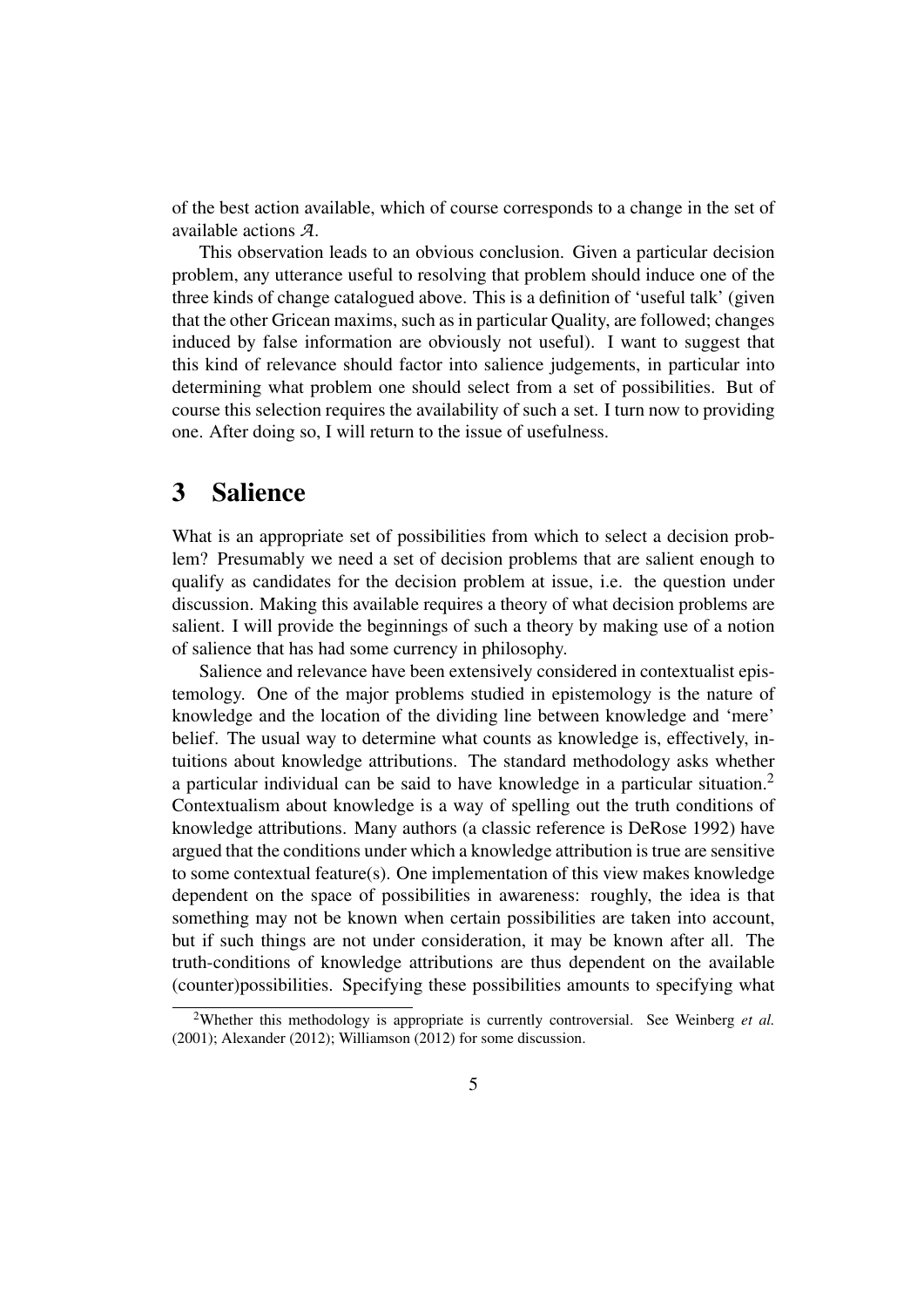of the best action available, which of course corresponds to a change in the set of available actions $\mathcal{A}$.

This observation leads to an obvious conclusion. Given a particular decision problem, any utterance useful to resolving that problem should induce one of the three kinds of change catalogued above. This is a definition of 'useful talk' (given that the other Gricean maxims, such as in particular Quality, are followed; changes induced by false information are obviously not useful). I want to suggest that this kind of relevance should factor into salience judgements, in particular into determining what problem one should select from a set of possibilities. But of course this selection requires the availability of such a set. I turn now to providing one. After doing so, I will return to the issue of usefulness.

# 3 Salience

What is an appropriate set of possibilities from which to select a decision problem? Presumably we need a set of decision problems that are salient enough to qualify as candidates for the decision problem at issue, i.e. the question under discussion. Making this available requires a theory of what decision problems are salient. I will provide the beginnings of such a theory by making use of a notion of salience that has had some currency in philosophy.

Salience and relevance have been extensively considered in contextualist epistemology. One of the major problems studied in epistemology is the nature of knowledge and the location of the dividing line between knowledge and 'mere' belief. The usual way to determine what counts as knowledge is, effectively, intuitions about knowledge attributions. The standard methodology asks whether a particular individual can be said to have knowledge in a particular situation.[2] Contextualism about knowledge is a way of spelling out the truth conditions of knowledge attributions. Many authors (a classic reference is DeRose 1992) have argued that the conditions under which a knowledge attribution is true are sensitive to some contextual feature(s). One implementation of this view makes knowledge dependent on the space of possibilities in awareness: roughly, the idea is that something may not be known when certain possibilities are taken into account, but if such things are not under consideration, it may be known after all. The truth-conditions of knowledge attributions are thus dependent on the available (counter)possibilities. Specifying these possibilities amounts to specifying what

[2] Whether this methodology is appropriate is currently controversial. See Weinberg *et al.* (2001); Alexander (2012); Williamson (2012) for some discussion.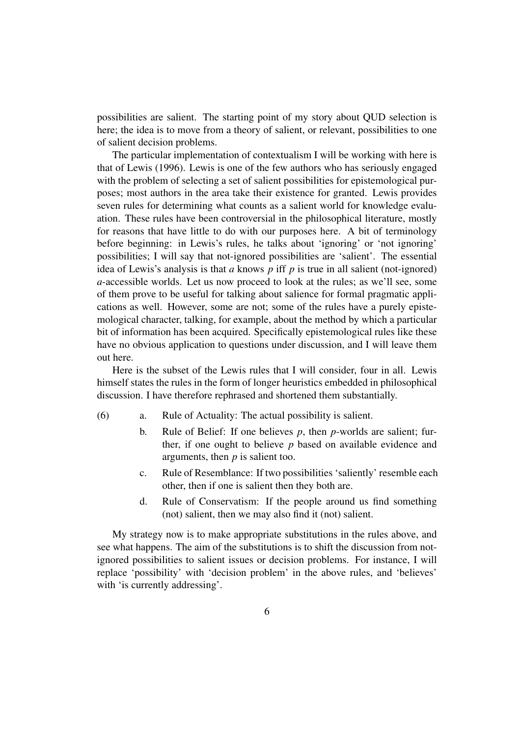possibilities are salient. The starting point of my story about QUD selection is here; the idea is to move from a theory of salient, or relevant, possibilities to one of salient decision problems.

The particular implementation of contextualism I will be working with here is that of Lewis (1996). Lewis is one of the few authors who has seriously engaged with the problem of selecting a set of salient possibilities for epistemological purposes; most authors in the area take their existence for granted. Lewis provides seven rules for determining what counts as a salient world for knowledge evaluation. These rules have been controversial in the philosophical literature, mostly for reasons that have little to do with our purposes here. A bit of terminology before beginning: in Lewis's rules, he talks about 'ignoring' or 'not ignoring' possibilities; I will say that not-ignored possibilities are 'salient'. The essential idea of Lewis's analysis is that $a$ knows $p$ iff $p$ is true in all salient (not-ignored) $a$-accessible worlds. Let us now proceed to look at the rules; as we'll see, some of them prove to be useful for talking about salience for formal pragmatic applications as well. However, some are not; some of the rules have a purely epistemological character, talking, for example, about the method by which a particular bit of information has been acquired. Specifically epistemological rules like these have no obvious application to questions under discussion, and I will leave them out here.

Here is the subset of the Lewis rules that I will consider, four in all. Lewis himself states the rules in the form of longer heuristics embedded in philosophical discussion. I have therefore rephrased and shortened them substantially.

(6)
  a. Rule of Actuality: The actual possibility is salient.
  b. Rule of Belief: If one believes $p$, then $p$-worlds are salient; further, if one ought to believe $p$ based on available evidence and arguments, then $p$ is salient too.
  c. Rule of Resemblance: If two possibilities 'saliently' resemble each other, then if one is salient then they both are.
  d. Rule of Conservatism: If the people around us find something (not) salient, then we may also find it (not) salient.

My strategy now is to make appropriate substitutions in the rules above, and see what happens. The aim of the substitutions is to shift the discussion from not-ignored possibilities to salient issues or decision problems. For instance, I will replace 'possibility' with 'decision problem' in the above rules, and 'believes' with 'is currently addressing'.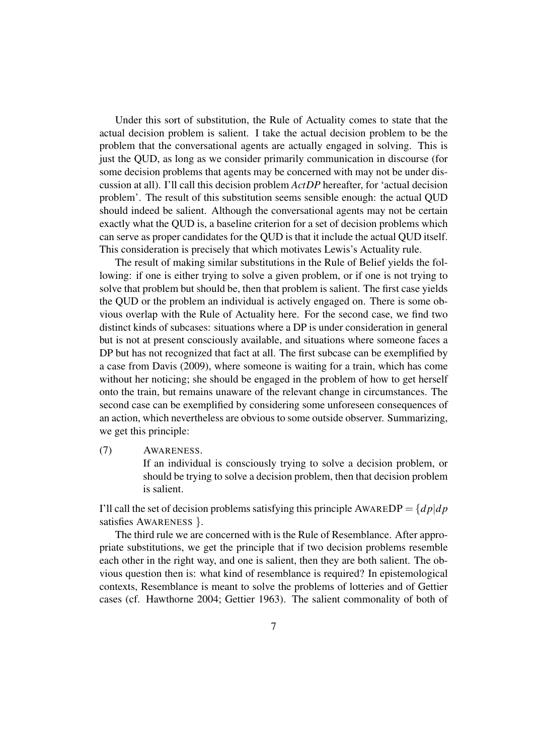Under this sort of substitution, the Rule of Actuality comes to state that the actual decision problem is salient. I take the actual decision problem to be the problem that the conversational agents are actually engaged in solving. This is just the QUD, as long as we consider primarily communication in discourse (for some decision problems that agents may be concerned with may not be under discussion at all). I'll call this decision problem *ActDP* hereafter, for 'actual decision problem'. The result of this substitution seems sensible enough: the actual QUD should indeed be salient. Although the conversational agents may not be certain exactly what the QUD is, a baseline criterion for a set of decision problems which can serve as proper candidates for the QUD is that it include the actual QUD itself. This consideration is precisely that which motivates Lewis's Actuality rule.

The result of making similar substitutions in the Rule of Belief yields the following: if one is either trying to solve a given problem, or if one is not trying to solve that problem but should be, then that problem is salient. The first case yields the QUD or the problem an individual is actively engaged on. There is some obvious overlap with the Rule of Actuality here. For the second case, we find two distinct kinds of subcases: situations where a DP is under consideration in general but is not at present consciously available, and situations where someone faces a DP but has not recognized that fact at all. The first subcase can be exemplified by a case from Davis (2009), where someone is waiting for a train, which has come without her noticing; she should be engaged in the problem of how to get herself onto the train, but remains unaware of the relevant change in circumstances. The second case can be exemplified by considering some unforeseen consequences of an action, which nevertheless are obvious to some outside observer. Summarizing, we get this principle:

(7) AWARENESS.
If an individual is consciously trying to solve a decision problem, or should be trying to solve a decision problem, then that decision problem is salient.

I'll call the set of decision problems satisfying this principle AWAREDP $= \{dp | dp$ satisfies AWARENESS $\}$.

The third rule we are concerned with is the Rule of Resemblance. After appropriate substitutions, we get the principle that if two decision problems resemble each other in the right way, and one is salient, then they are both salient. The obvious question then is: what kind of resemblance is required? In epistemological contexts, Resemblance is meant to solve the problems of lotteries and of Gettier cases (cf. Hawthorne 2004; Gettier 1963). The salient commonality of both of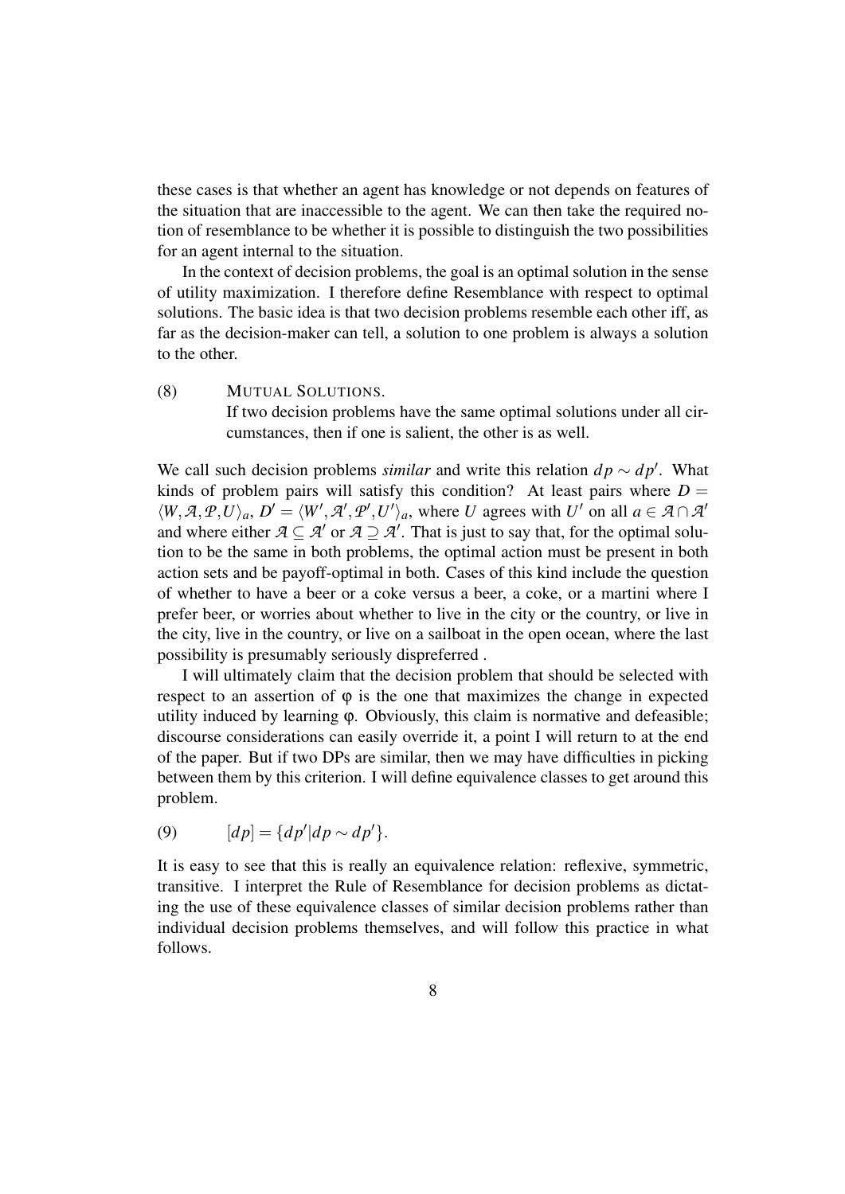these cases is that whether an agent has knowledge or not depends on features of the situation that are inaccessible to the agent. We can then take the required notion of resemblance to be whether it is possible to distinguish the two possibilities for an agent internal to the situation.

In the context of decision problems, the goal is an optimal solution in the sense of utility maximization. I therefore define Resemblance with respect to optimal solutions. The basic idea is that two decision problems resemble each other iff, as far as the decision-maker can tell, a solution to one problem is always a solution to the other.

(8) MUTUAL SOLUTIONS.
If two decision problems have the same optimal solutions under all circumstances, then if one is salient, the other is as well.

We call such decision problems *similar* and write this relation $dp \sim dp'$. What kinds of problem pairs will satisfy this condition? At least pairs where $D = \langle W, \mathcal{A}, \mathcal{P}, U \rangle_a$, $D' = \langle W', \mathcal{A}', \mathcal{P}', U' \rangle_a$, where $U$ agrees with $U'$ on all $a \in \mathcal{A} \cap \mathcal{A}'$ and where either $\mathcal{A} \subseteq \mathcal{A}'$ or $\mathcal{A} \supseteq \mathcal{A}'$. That is just to say that, for the optimal solution to be the same in both problems, the optimal action must be present in both action sets and be payoff-optimal in both. Cases of this kind include the question of whether to have a beer or a coke versus a beer, a coke, or a martini where I prefer beer, or worries about whether to live in the city or the country, or live in the city, live in the country, or live on a sailboat in the open ocean, where the last possibility is presumably seriously dispreferred .

I will ultimately claim that the decision problem that should be selected with respect to an assertion of $\varphi$ is the one that maximizes the change in expected utility induced by learning $\varphi$. Obviously, this claim is normative and defeasible; discourse considerations can easily override it, a point I will return to at the end of the paper. But if two DPs are similar, then we may have difficulties in picking between them by this criterion. I will define equivalence classes to get around this problem.

(9) $[dp] = \{dp' | dp \sim dp'\}$.

It is easy to see that this is really an equivalence relation: reflexive, symmetric, transitive. I interpret the Rule of Resemblance for decision problems as dictating the use of these equivalence classes of similar decision problems rather than individual decision problems themselves, and will follow this practice in what follows.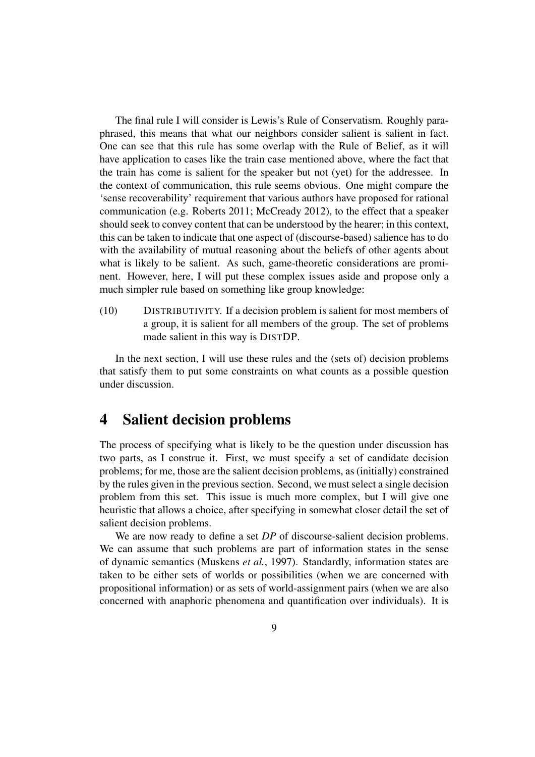The final rule I will consider is Lewis's Rule of Conservatism. Roughly paraphrased, this means that what our neighbors consider salient is salient in fact. One can see that this rule has some overlap with the Rule of Belief, as it will have application to cases like the train case mentioned above, where the fact that the train has come is salient for the speaker but not (yet) for the addressee. In the context of communication, this rule seems obvious. One might compare the 'sense recoverability' requirement that various authors have proposed for rational communication (e.g. Roberts 2011; McCready 2012), to the effect that a speaker should seek to convey content that can be understood by the hearer; in this context, this can be taken to indicate that one aspect of (discourse-based) salience has to do with the availability of mutual reasoning about the beliefs of other agents about what is likely to be salient. As such, game-theoretic considerations are prominent. However, here, I will put these complex issues aside and propose only a much simpler rule based on something like group knowledge:

(10) DISTRIBUTIVITY. If a decision problem is salient for most members of a group, it is salient for all members of the group. The set of problems made salient in this way is DISTDP.

In the next section, I will use these rules and the (sets of) decision problems that satisfy them to put some constraints on what counts as a possible question under discussion.

# 4 Salient decision problems

The process of specifying what is likely to be the question under discussion has two parts, as I construe it. First, we must specify a set of candidate decision problems; for me, those are the salient decision problems, as (initially) constrained by the rules given in the previous section. Second, we must select a single decision problem from this set. This issue is much more complex, but I will give one heuristic that allows a choice, after specifying in somewhat closer detail the set of salient decision problems.

We are now ready to define a set *DP* of discourse-salient decision problems. We can assume that such problems are part of information states in the sense of dynamic semantics (Muskens *et al.*, 1997). Standardly, information states are taken to be either sets of worlds or possibilities (when we are concerned with propositional information) or as sets of world-assignment pairs (when we are also concerned with anaphoric phenomena and quantification over individuals). It is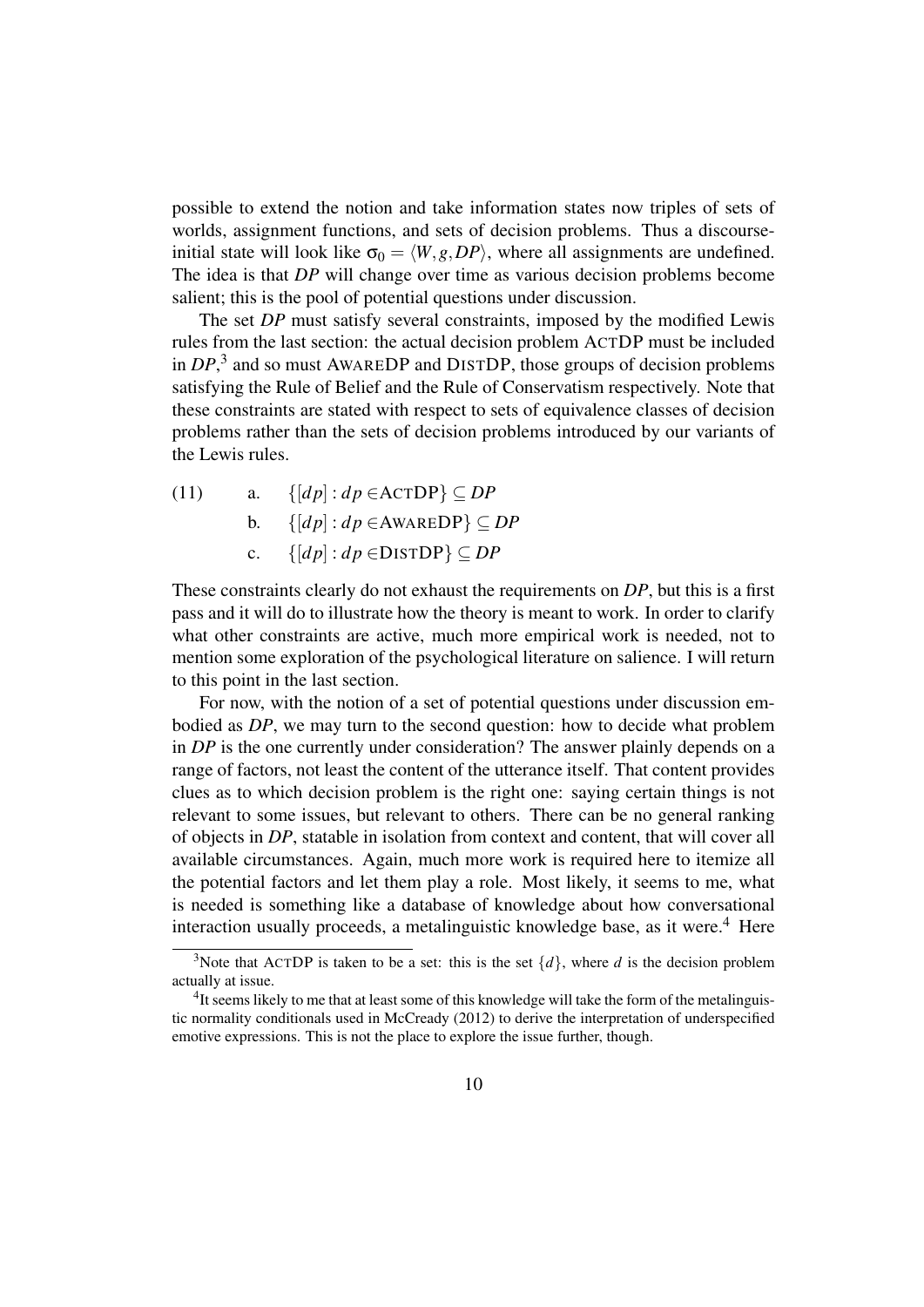possible to extend the notion and take information states now triples of sets of worlds, assignment functions, and sets of decision problems. Thus a discourse-initial state will look like $\sigma_0 = \langle W, g, DP \rangle$, where all assignments are undefined. The idea is that *DP* will change over time as various decision problems become salient; this is the pool of potential questions under discussion.

The set *DP* must satisfy several constraints, imposed by the modified Lewis rules from the last section: the actual decision problem ACTDP must be included in *DP*,[3] and so must AWAREDP and DISTDP, those groups of decision problems satisfying the Rule of Belief and the Rule of Conservatism respectively. Note that these constraints are stated with respect to sets of equivalence classes of decision problems rather than the sets of decision problems introduced by our variants of the Lewis rules.

(11)
a. $\{[dp] : dp \in \text{ACTDP}\} \subseteq DP$
b. $\{[dp] : dp \in \text{AWAREDP}\} \subseteq DP$
c. $\{[dp] : dp \in \text{DISTDP}\} \subseteq DP$

These constraints clearly do not exhaust the requirements on *DP*, but this is a first pass and it will do to illustrate how the theory is meant to work. In order to clarify what other constraints are active, much more empirical work is needed, not to mention some exploration of the psychological literature on salience. I will return to this point in the last section.

For now, with the notion of a set of potential questions under discussion embodied as *DP*, we may turn to the second question: how to decide what problem in *DP* is the one currently under consideration? The answer plainly depends on a range of factors, not least the content of the utterance itself. That content provides clues as to which decision problem is the right one: saying certain things is not relevant to some issues, but relevant to others. There can be no general ranking of objects in *DP*, statable in isolation from context and content, that will cover all available circumstances. Again, much more work is required here to itemize all the potential factors and let them play a role. Most likely, it seems to me, what is needed is something like a database of knowledge about how conversational interaction usually proceeds, a metalinguistic knowledge base, as it were.[4] Here

---

[3] Note that ACTDP is taken to be a set: this is the set $\{d\}$, where $d$ is the decision problem actually at issue.

[4] It seems likely to me that at least some of this knowledge will take the form of the metalinguistic normality conditionals used in McCready (2012) to derive the interpretation of underspecified emotive expressions. This is not the place to explore the issue further, though.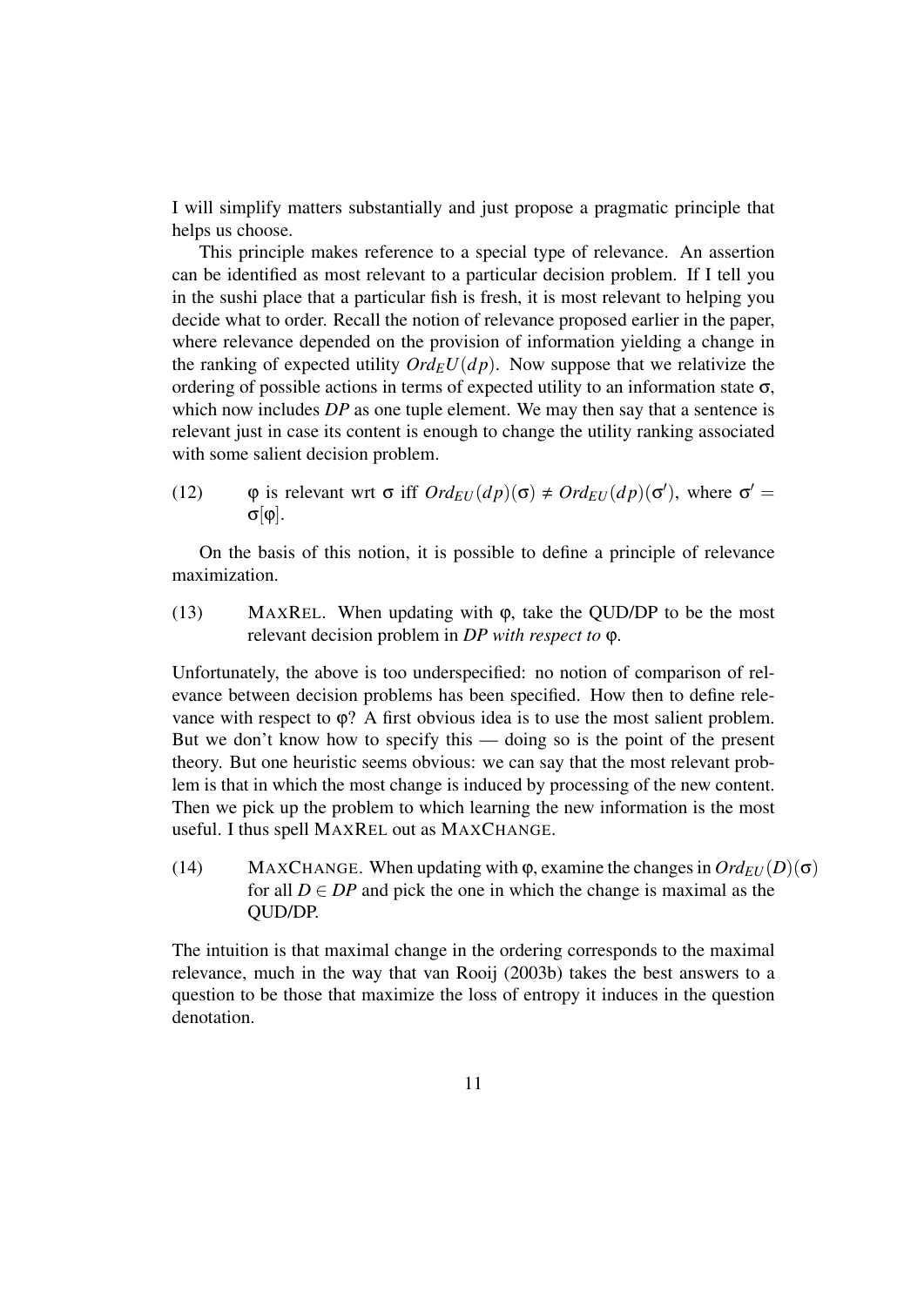I will simplify matters substantially and just propose a pragmatic principle that helps us choose.

This principle makes reference to a special type of relevance. An assertion can be identified as most relevant to a particular decision problem. If I tell you in the sushi place that a particular fish is fresh, it is most relevant to helping you decide what to order. Recall the notion of relevance proposed earlier in the paper, where relevance depended on the provision of information yielding a change in the ranking of expected utility $Ord_E U(dp)$. Now suppose that we relativize the ordering of possible actions in terms of expected utility to an information state $\sigma$, which now includes *DP* as one tuple element. We may then say that a sentence is relevant just in case its content is enough to change the utility ranking associated with some salient decision problem.

(12) $\varphi$ is relevant wrt $\sigma$ iff $Ord_{EU}(dp)(\sigma) \neq Ord_{EU}(dp)(\sigma')$, where $\sigma' = \sigma[\varphi]$.

On the basis of this notion, it is possible to define a principle of relevance maximization.

(13) MAXREL. When updating with $\varphi$, take the QUD/DP to be the most relevant decision problem in *DP with respect to* $\varphi$.

Unfortunately, the above is too underspecified: no notion of comparison of relevance between decision problems has been specified. How then to define relevance with respect to $\varphi$? A first obvious idea is to use the most salient problem. But we don't know how to specify this — doing so is the point of the present theory. But one heuristic seems obvious: we can say that the most relevant problem is that in which the most change is induced by processing of the new content. Then we pick up the problem to which learning the new information is the most useful. I thus spell MAXREL out as MAXCHANGE.

(14) MAXCHANGE. When updating with $\varphi$, examine the changes in $Ord_{EU}(D)(\sigma)$ for all $D \in DP$ and pick the one in which the change is maximal as the QUD/DP.

The intuition is that maximal change in the ordering corresponds to the maximal relevance, much in the way that van Rooij (2003b) takes the best answers to a question to be those that maximize the loss of entropy it induces in the question denotation.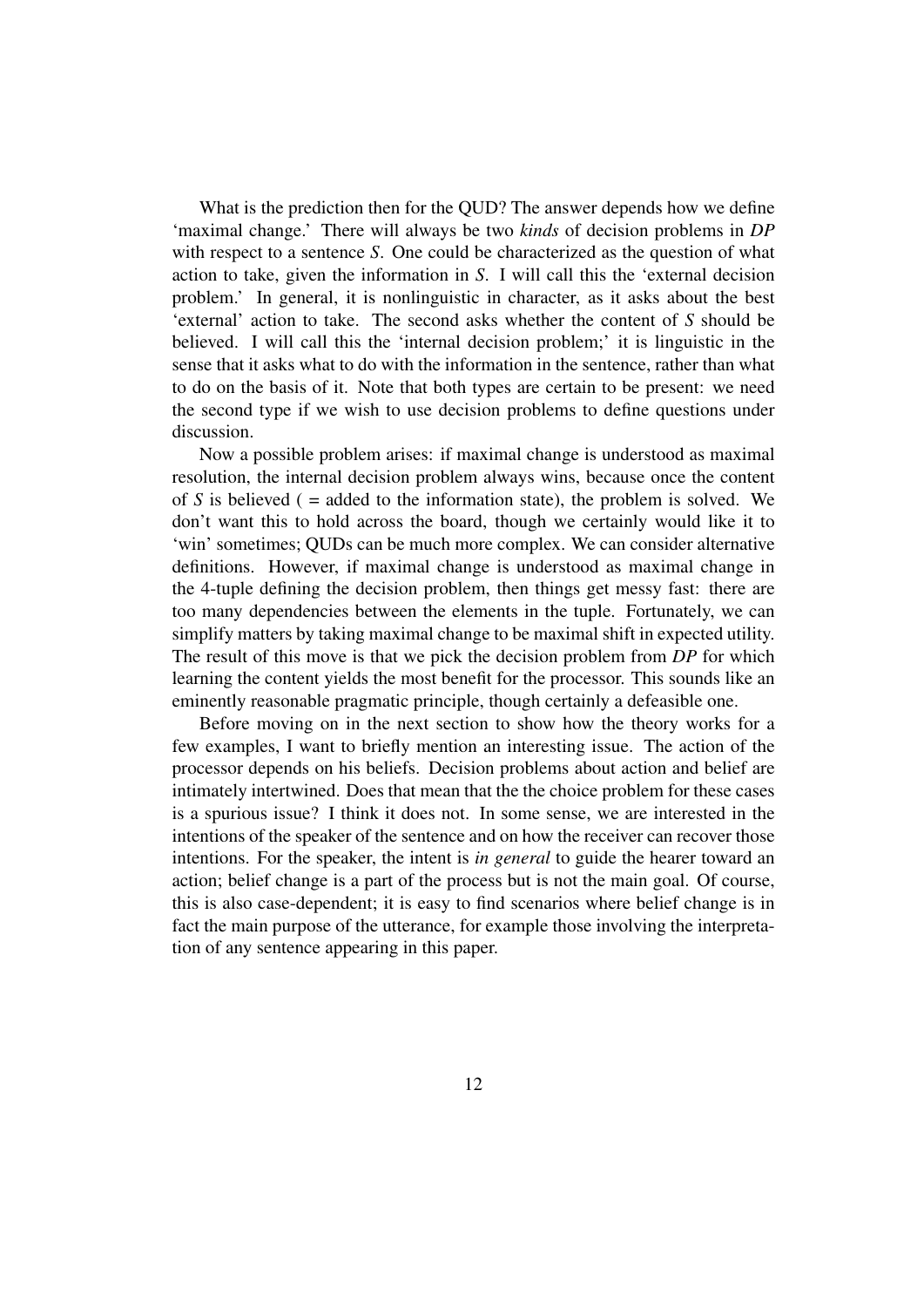What is the prediction then for the QUD? The answer depends how we define 'maximal change.' There will always be two *kinds* of decision problems in *DP* with respect to a sentence *S*. One could be characterized as the question of what action to take, given the information in *S*. I will call this the 'external decision problem.' In general, it is nonlinguistic in character, as it asks about the best 'external' action to take. The second asks whether the content of *S* should be believed. I will call this the 'internal decision problem;' it is linguistic in the sense that it asks what to do with the information in the sentence, rather than what to do on the basis of it. Note that both types are certain to be present: we need the second type if we wish to use decision problems to define questions under discussion.

Now a possible problem arises: if maximal change is understood as maximal resolution, the internal decision problem always wins, because once the content of *S* is believed ( = added to the information state), the problem is solved. We don't want this to hold across the board, though we certainly would like it to 'win' sometimes; QUDs can be much more complex. We can consider alternative definitions. However, if maximal change is understood as maximal change in the 4-tuple defining the decision problem, then things get messy fast: there are too many dependencies between the elements in the tuple. Fortunately, we can simplify matters by taking maximal change to be maximal shift in expected utility. The result of this move is that we pick the decision problem from *DP* for which learning the content yields the most benefit for the processor. This sounds like an eminently reasonable pragmatic principle, though certainly a defeasible one.

Before moving on in the next section to show how the theory works for a few examples, I want to briefly mention an interesting issue. The action of the processor depends on his beliefs. Decision problems about action and belief are intimately intertwined. Does that mean that the the choice problem for these cases is a spurious issue? I think it does not. In some sense, we are interested in the intentions of the speaker of the sentence and on how the receiver can recover those intentions. For the speaker, the intent is *in general* to guide the hearer toward an action; belief change is a part of the process but is not the main goal. Of course, this is also case-dependent; it is easy to find scenarios where belief change is in fact the main purpose of the utterance, for example those involving the interpretation of any sentence appearing in this paper.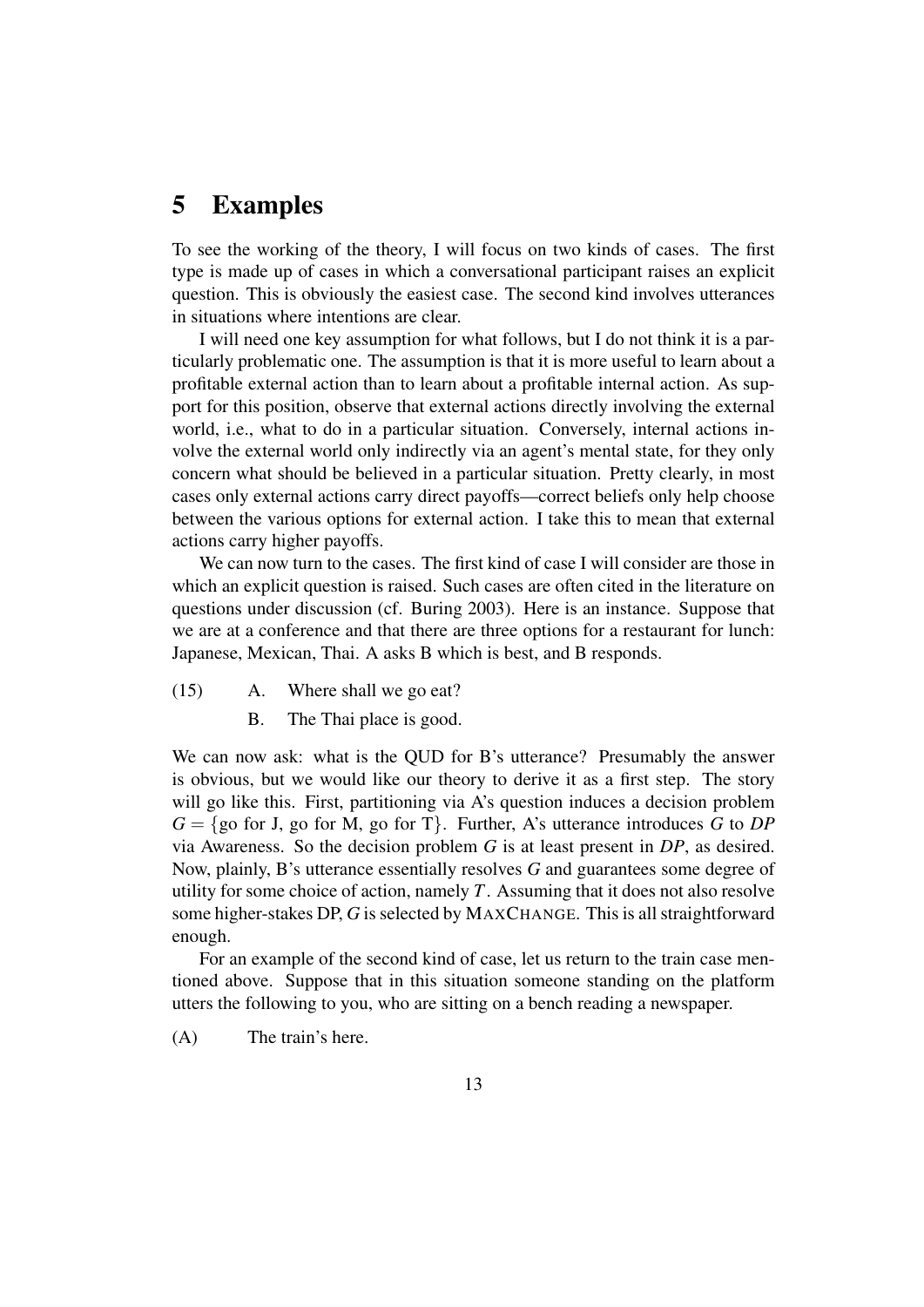# 5 Examples

To see the working of the theory, I will focus on two kinds of cases. The first type is made up of cases in which a conversational participant raises an explicit question. This is obviously the easiest case. The second kind involves utterances in situations where intentions are clear.

I will need one key assumption for what follows, but I do not think it is a particularly problematic one. The assumption is that it is more useful to learn about a profitable external action than to learn about a profitable internal action. As support for this position, observe that external actions directly involving the external world, i.e., what to do in a particular situation. Conversely, internal actions involve the external world only indirectly via an agent's mental state, for they only concern what should be believed in a particular situation. Pretty clearly, in most cases only external actions carry direct payoffs—correct beliefs only help choose between the various options for external action. I take this to mean that external actions carry higher payoffs.

We can now turn to the cases. The first kind of case I will consider are those in which an explicit question is raised. Such cases are often cited in the literature on questions under discussion (cf. Buring 2003). Here is an instance. Suppose that we are at a conference and that there are three options for a restaurant for lunch: Japanese, Mexican, Thai. A asks B which is best, and B responds.

(15) A. Where shall we go eat?

B. The Thai place is good.

We can now ask: what is the QUD for B's utterance? Presumably the answer is obvious, but we would like our theory to derive it as a first step. The story will go like this. First, partitioning via A's question induces a decision problem $G = \{\text{go for J, go for M, go for T}\}$. Further, A's utterance introduces $G$ to *DP* via Awareness. So the decision problem $G$ is at least present in *DP*, as desired. Now, plainly, B's utterance essentially resolves $G$ and guarantees some degree of utility for some choice of action, namely $T$. Assuming that it does not also resolve some higher-stakes DP, $G$ is selected by MAXCHANGE. This is all straightforward enough.

For an example of the second kind of case, let us return to the train case mentioned above. Suppose that in this situation someone standing on the platform utters the following to you, who are sitting on a bench reading a newspaper.

(A) The train's here.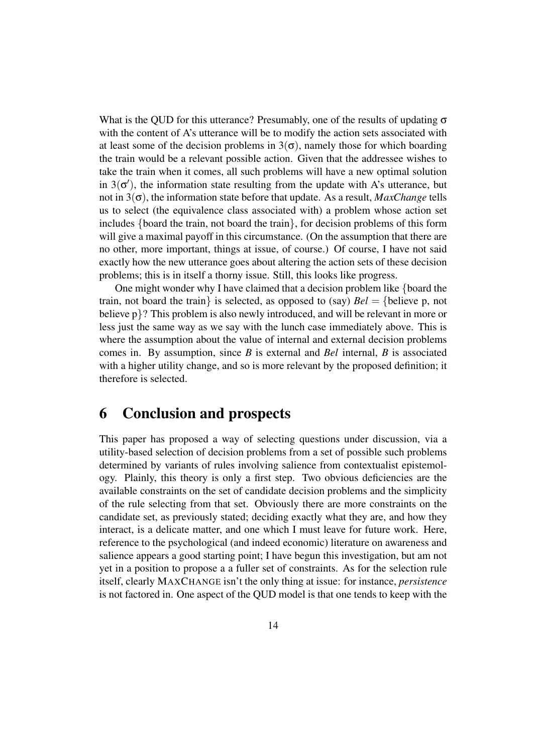What is the QUD for this utterance? Presumably, one of the results of updating $\sigma$ with the content of A's utterance will be to modify the action sets associated with at least some of the decision problems in $3(\sigma)$, namely those for which boarding the train would be a relevant possible action. Given that the addressee wishes to take the train when it comes, all such problems will have a new optimal solution in $3(\sigma')$, the information state resulting from the update with A's utterance, but not in $3(\sigma)$, the information state before that update. As a result, *MaxChange* tells us to select (the equivalence class associated with) a problem whose action set includes {board the train, not board the train}, for decision problems of this form will give a maximal payoff in this circumstance. (On the assumption that there are no other, more important, things at issue, of course.) Of course, I have not said exactly how the new utterance goes about altering the action sets of these decision problems; this is in itself a thorny issue. Still, this looks like progress.

One might wonder why I have claimed that a decision problem like {board the train, not board the train} is selected, as opposed to (say) *Bel* = {believe p, not believe p}? This problem is also newly introduced, and will be relevant in more or less just the same way as we say with the lunch case immediately above. This is where the assumption about the value of internal and external decision problems comes in. By assumption, since *B* is external and *Bel* internal, *B* is associated with a higher utility change, and so is more relevant by the proposed definition; it therefore is selected.

# 6 Conclusion and prospects

This paper has proposed a way of selecting questions under discussion, via a utility-based selection of decision problems from a set of possible such problems determined by variants of rules involving salience from contextualist epistemology. Plainly, this theory is only a first step. Two obvious deficiencies are the available constraints on the set of candidate decision problems and the simplicity of the rule selecting from that set. Obviously there are more constraints on the candidate set, as previously stated; deciding exactly what they are, and how they interact, is a delicate matter, and one which I must leave for future work. Here, reference to the psychological (and indeed economic) literature on awareness and salience appears a good starting point; I have begun this investigation, but am not yet in a position to propose a a fuller set of constraints. As for the selection rule itself, clearly MAXCHANGE isn't the only thing at issue: for instance, *persistence* is not factored in. One aspect of the QUD model is that one tends to keep with the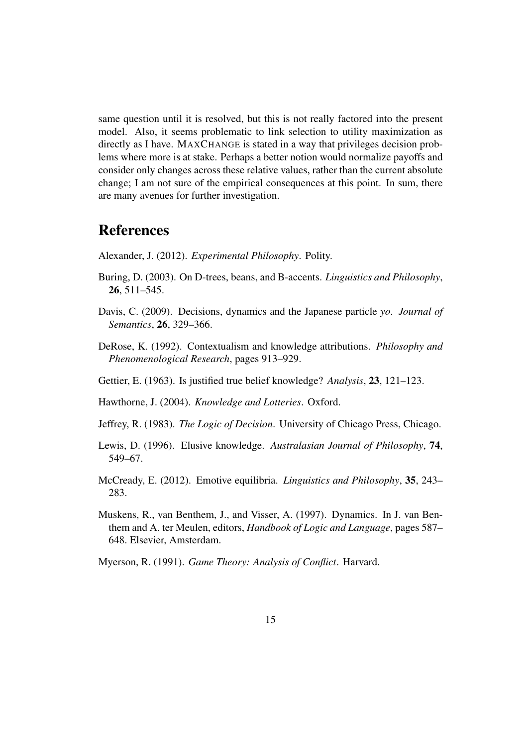same question until it is resolved, but this is not really factored into the present model. Also, it seems problematic to link selection to utility maximization as directly as I have. MAXCHANGE is stated in a way that privileges decision problems where more is at stake. Perhaps a better notion would normalize payoffs and consider only changes across these relative values, rather than the current absolute change; I am not sure of the empirical consequences at this point. In sum, there are many avenues for further investigation.

## References

Alexander, J. (2012). *Experimental Philosophy*. Polity.

Buring, D. (2003). On D-trees, beans, and B-accents. *Linguistics and Philosophy*, **26**, 511–545.

Davis, C. (2009). Decisions, dynamics and the Japanese particle *yo*. *Journal of Semantics*, **26**, 329–366.

DeRose, K. (1992). Contextualism and knowledge attributions. *Philosophy and Phenomenological Research*, pages 913–929.

Gettier, E. (1963). Is justified true belief knowledge? *Analysis*, **23**, 121–123.

Hawthorne, J. (2004). *Knowledge and Lotteries*. Oxford.

Jeffrey, R. (1983). *The Logic of Decision*. University of Chicago Press, Chicago.

Lewis, D. (1996). Elusive knowledge. *Australasian Journal of Philosophy*, **74**, 549–67.

McCready, E. (2012). Emotive equilibria. *Linguistics and Philosophy*, **35**, 243–283.

Muskens, R., van Benthem, J., and Visser, A. (1997). Dynamics. In J. van Benthem and A. ter Meulen, editors, *Handbook of Logic and Language*, pages 587–648. Elsevier, Amsterdam.

Myerson, R. (1991). *Game Theory: Analysis of Conflict*. Harvard.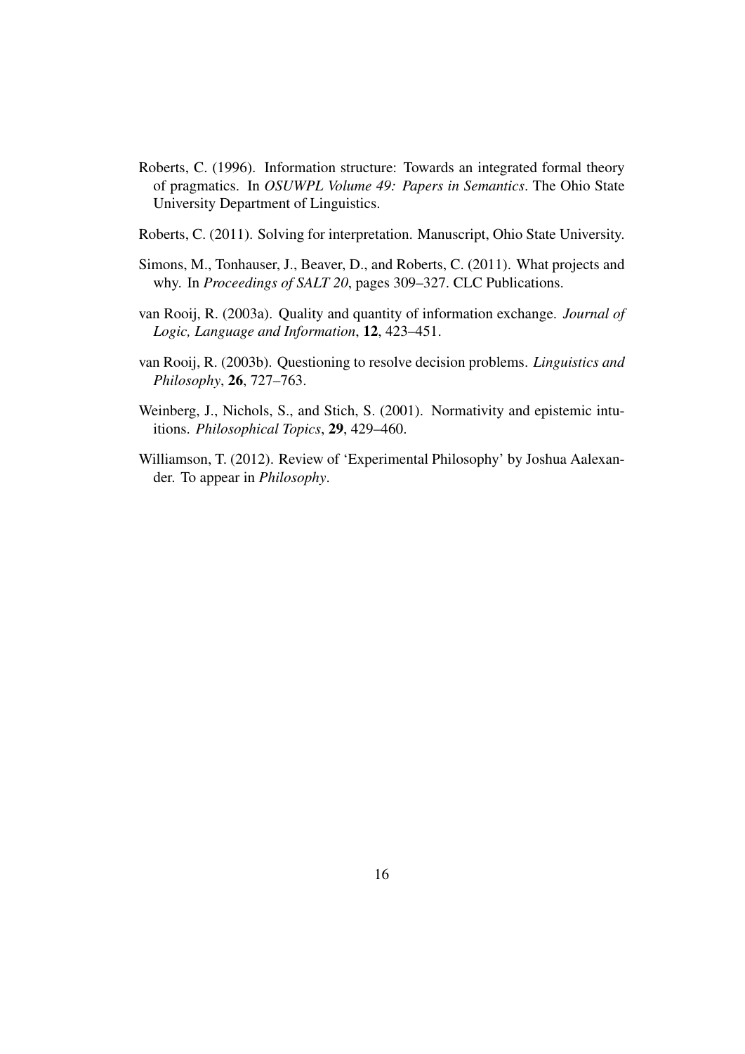Roberts, C. (1996). Information structure: Towards an integrated formal theory of pragmatics. In *OSUWPL Volume 49: Papers in Semantics*. The Ohio State University Department of Linguistics.

Roberts, C. (2011). Solving for interpretation. Manuscript, Ohio State University.

Simons, M., Tonhauser, J., Beaver, D., and Roberts, C. (2011). What projects and why. In *Proceedings of SALT 20*, pages 309–327. CLC Publications.

van Rooij, R. (2003a). Quality and quantity of information exchange. *Journal of Logic, Language and Information*, **12**, 423–451.

van Rooij, R. (2003b). Questioning to resolve decision problems. *Linguistics and Philosophy*, **26**, 727–763.

Weinberg, J., Nichols, S., and Stich, S. (2001). Normativity and epistemic intuitions. *Philosophical Topics*, **29**, 429–460.

Williamson, T. (2012). Review of 'Experimental Philosophy' by Joshua Aalexander. To appear in *Philosophy*.